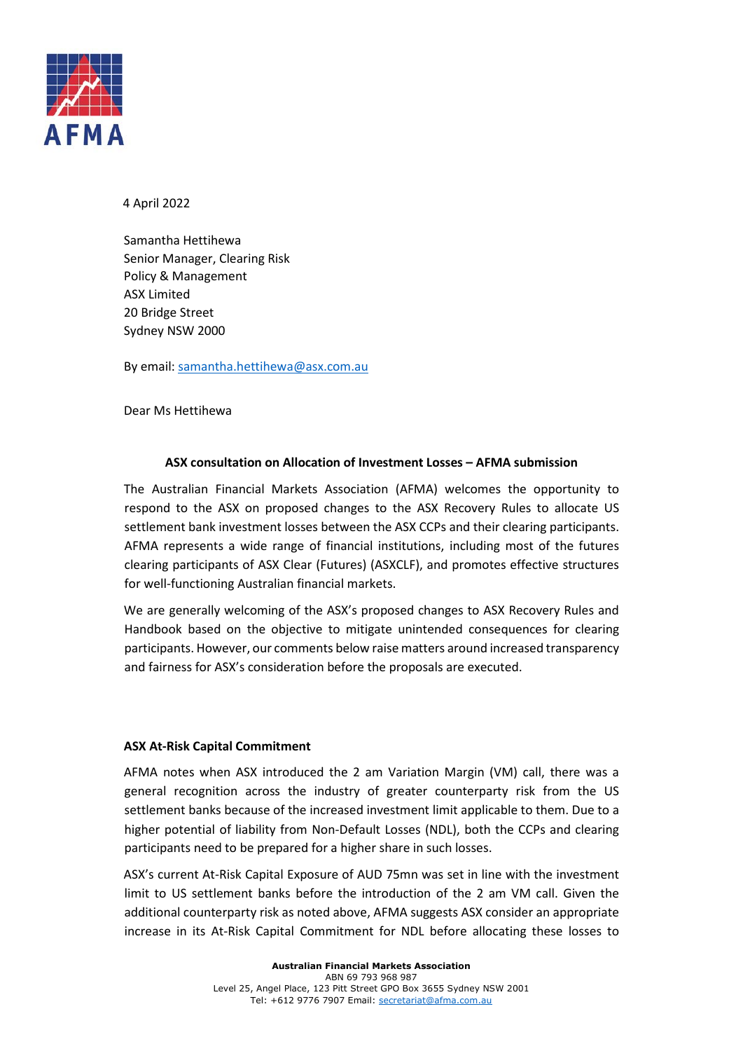4 April 2022

Samantha Hettihewa
Senior Manager, Clearing Risk
Policy & Management
ASX Limited
20 Bridge Street
Sydney NSW 2000

By email: samantha.hettihewa@asx.com.au

Dear Ms Hettihewa

**ASX consultation on Allocation of Investment Losses – AFMA submission**

The Australian Financial Markets Association (AFMA) welcomes the opportunity to respond to the ASX on proposed changes to the ASX Recovery Rules to allocate US settlement bank investment losses between the ASX CCPs and their clearing participants. AFMA represents a wide range of financial institutions, including most of the futures clearing participants of ASX Clear (Futures) (ASXCLF), and promotes effective structures for well-functioning Australian financial markets.

We are generally welcoming of the ASX's proposed changes to ASX Recovery Rules and Handbook based on the objective to mitigate unintended consequences for clearing participants. However, our comments below raise matters around increased transparency and fairness for ASX's consideration before the proposals are executed.

**ASX At-Risk Capital Commitment**

AFMA notes when ASX introduced the 2 am Variation Margin (VM) call, there was a general recognition across the industry of greater counterparty risk from the US settlement banks because of the increased investment limit applicable to them. Due to a higher potential of liability from Non-Default Losses (NDL), both the CCPs and clearing participants need to be prepared for a higher share in such losses.

ASX's current At-Risk Capital Exposure of AUD 75mn was set in line with the investment limit to US settlement banks before the introduction of the 2 am VM call. Given the additional counterparty risk as noted above, AFMA suggests ASX consider an appropriate increase in its At-Risk Capital Commitment for NDL before allocating these losses to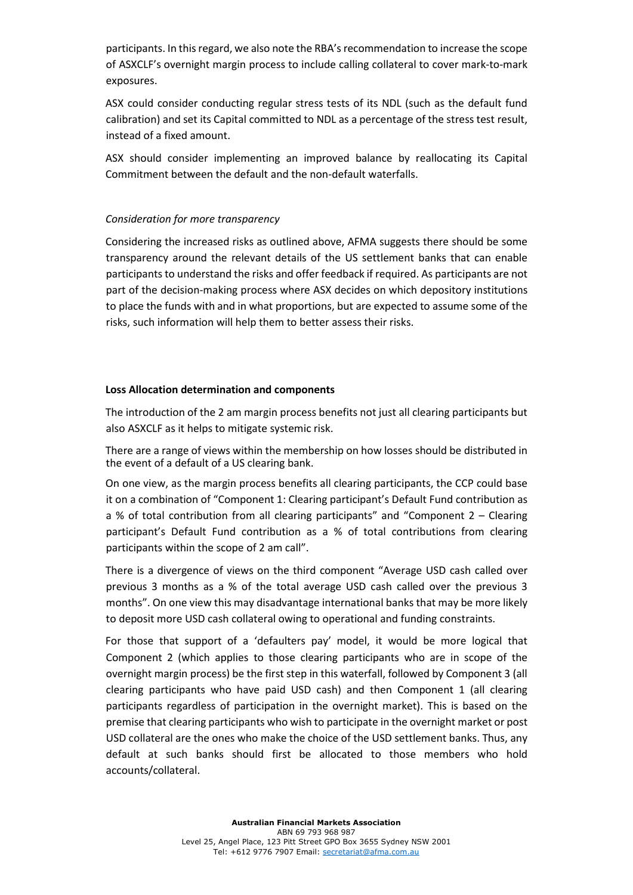participants. In this regard, we also note the RBA's recommendation to increase the scope of ASXCLF's overnight margin process to include calling collateral to cover mark-to-mark exposures.

ASX could consider conducting regular stress tests of its NDL (such as the default fund calibration) and set its Capital committed to NDL as a percentage of the stress test result, instead of a fixed amount.

ASX should consider implementing an improved balance by reallocating its Capital Commitment between the default and the non-default waterfalls.

*Consideration for more transparency*

Considering the increased risks as outlined above, AFMA suggests there should be some transparency around the relevant details of the US settlement banks that can enable participants to understand the risks and offer feedback if required. As participants are not part of the decision-making process where ASX decides on which depository institutions to place the funds with and in what proportions, but are expected to assume some of the risks, such information will help them to better assess their risks.

**Loss Allocation determination and components**

The introduction of the 2 am margin process benefits not just all clearing participants but also ASXCLF as it helps to mitigate systemic risk.

There are a range of views within the membership on how losses should be distributed in the event of a default of a US clearing bank.

On one view, as the margin process benefits all clearing participants, the CCP could base it on a combination of "Component 1: Clearing participant's Default Fund contribution as a % of total contribution from all clearing participants" and "Component 2 – Clearing participant's Default Fund contribution as a % of total contributions from clearing participants within the scope of 2 am call".

There is a divergence of views on the third component "Average USD cash called over previous 3 months as a % of the total average USD cash called over the previous 3 months". On one view this may disadvantage international banks that may be more likely to deposit more USD cash collateral owing to operational and funding constraints.

For those that support of a 'defaulters pay' model, it would be more logical that Component 2 (which applies to those clearing participants who are in scope of the overnight margin process) be the first step in this waterfall, followed by Component 3 (all clearing participants who have paid USD cash) and then Component 1 (all clearing participants regardless of participation in the overnight market). This is based on the premise that clearing participants who wish to participate in the overnight market or post USD collateral are the ones who make the choice of the USD settlement banks. Thus, any default at such banks should first be allocated to those members who hold accounts/collateral.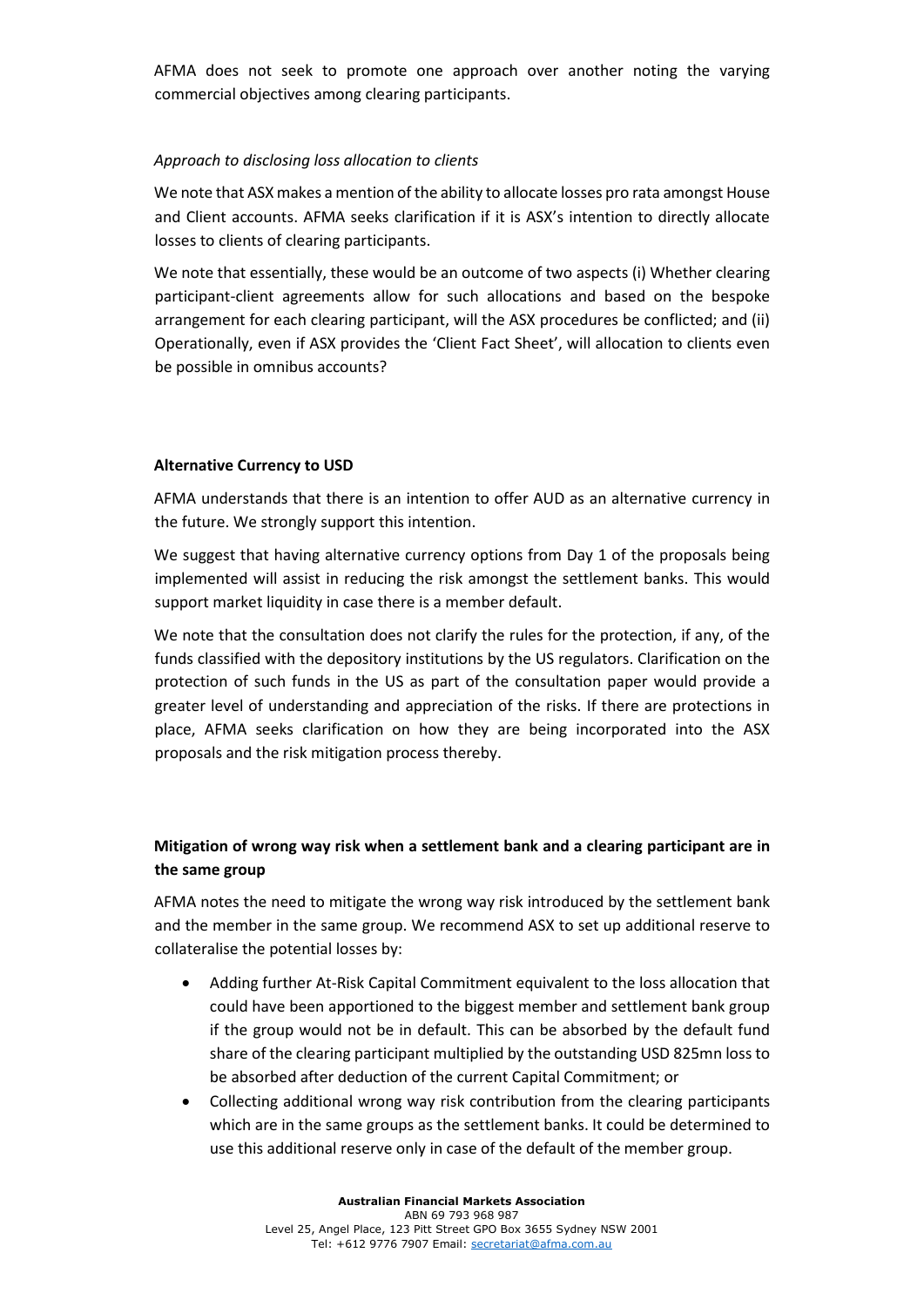AFMA does not seek to promote one approach over another noting the varying commercial objectives among clearing participants.

*Approach to disclosing loss allocation to clients*

We note that ASX makes a mention of the ability to allocate losses pro rata amongst House and Client accounts. AFMA seeks clarification if it is ASX's intention to directly allocate losses to clients of clearing participants.

We note that essentially, these would be an outcome of two aspects (i) Whether clearing participant-client agreements allow for such allocations and based on the bespoke arrangement for each clearing participant, will the ASX procedures be conflicted; and (ii) Operationally, even if ASX provides the 'Client Fact Sheet', will allocation to clients even be possible in omnibus accounts?

**Alternative Currency to USD**

AFMA understands that there is an intention to offer AUD as an alternative currency in the future. We strongly support this intention.

We suggest that having alternative currency options from Day 1 of the proposals being implemented will assist in reducing the risk amongst the settlement banks. This would support market liquidity in case there is a member default.

We note that the consultation does not clarify the rules for the protection, if any, of the funds classified with the depository institutions by the US regulators. Clarification on the protection of such funds in the US as part of the consultation paper would provide a greater level of understanding and appreciation of the risks. If there are protections in place, AFMA seeks clarification on how they are being incorporated into the ASX proposals and the risk mitigation process thereby.

**Mitigation of wrong way risk when a settlement bank and a clearing participant are in the same group**

AFMA notes the need to mitigate the wrong way risk introduced by the settlement bank and the member in the same group. We recommend ASX to set up additional reserve to collateralise the potential losses by:

- Adding further At-Risk Capital Commitment equivalent to the loss allocation that could have been apportioned to the biggest member and settlement bank group if the group would not be in default. This can be absorbed by the default fund share of the clearing participant multiplied by the outstanding USD 825mn loss to be absorbed after deduction of the current Capital Commitment; or
- Collecting additional wrong way risk contribution from the clearing participants which are in the same groups as the settlement banks. It could be determined to use this additional reserve only in case of the default of the member group.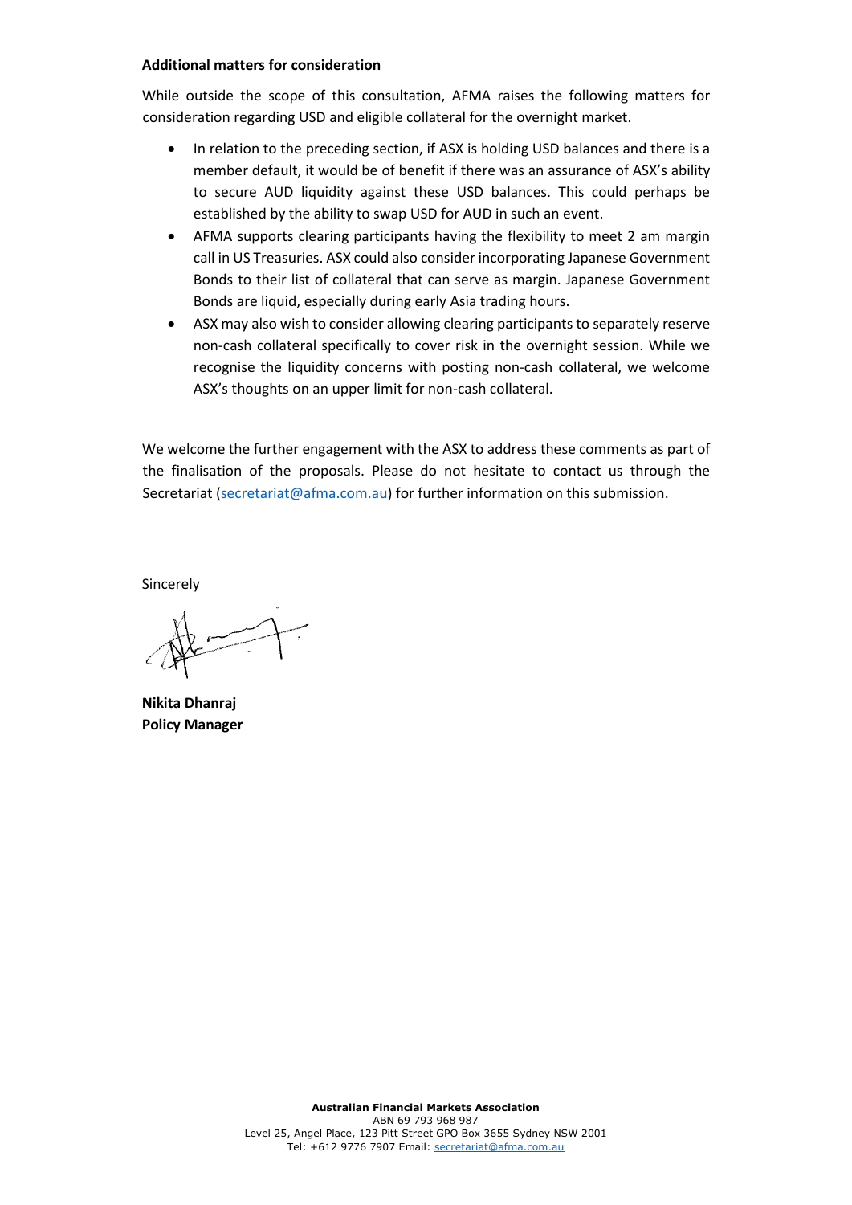**Additional matters for consideration**

While outside the scope of this consultation, AFMA raises the following matters for consideration regarding USD and eligible collateral for the overnight market.

- In relation to the preceding section, if ASX is holding USD balances and there is a member default, it would be of benefit if there was an assurance of ASX's ability to secure AUD liquidity against these USD balances. This could perhaps be established by the ability to swap USD for AUD in such an event.
- AFMA supports clearing participants having the flexibility to meet 2 am margin call in US Treasuries. ASX could also consider incorporating Japanese Government Bonds to their list of collateral that can serve as margin. Japanese Government Bonds are liquid, especially during early Asia trading hours.
- ASX may also wish to consider allowing clearing participants to separately reserve non-cash collateral specifically to cover risk in the overnight session. While we recognise the liquidity concerns with posting non-cash collateral, we welcome ASX's thoughts on an upper limit for non-cash collateral.

We welcome the further engagement with the ASX to address these comments as part of the finalisation of the proposals. Please do not hesitate to contact us through the Secretariat (secretariat@afma.com.au) for further information on this submission.

Sincerely

**Nikita Dhanraj**
**Policy Manager**

**Australian Financial Markets Association**
ABN 69 793 968 987
Level 25, Angel Place, 123 Pitt Street GPO Box 3655 Sydney NSW 2001
Tel: +612 9776 7907 Email: secretariat@afma.com.au